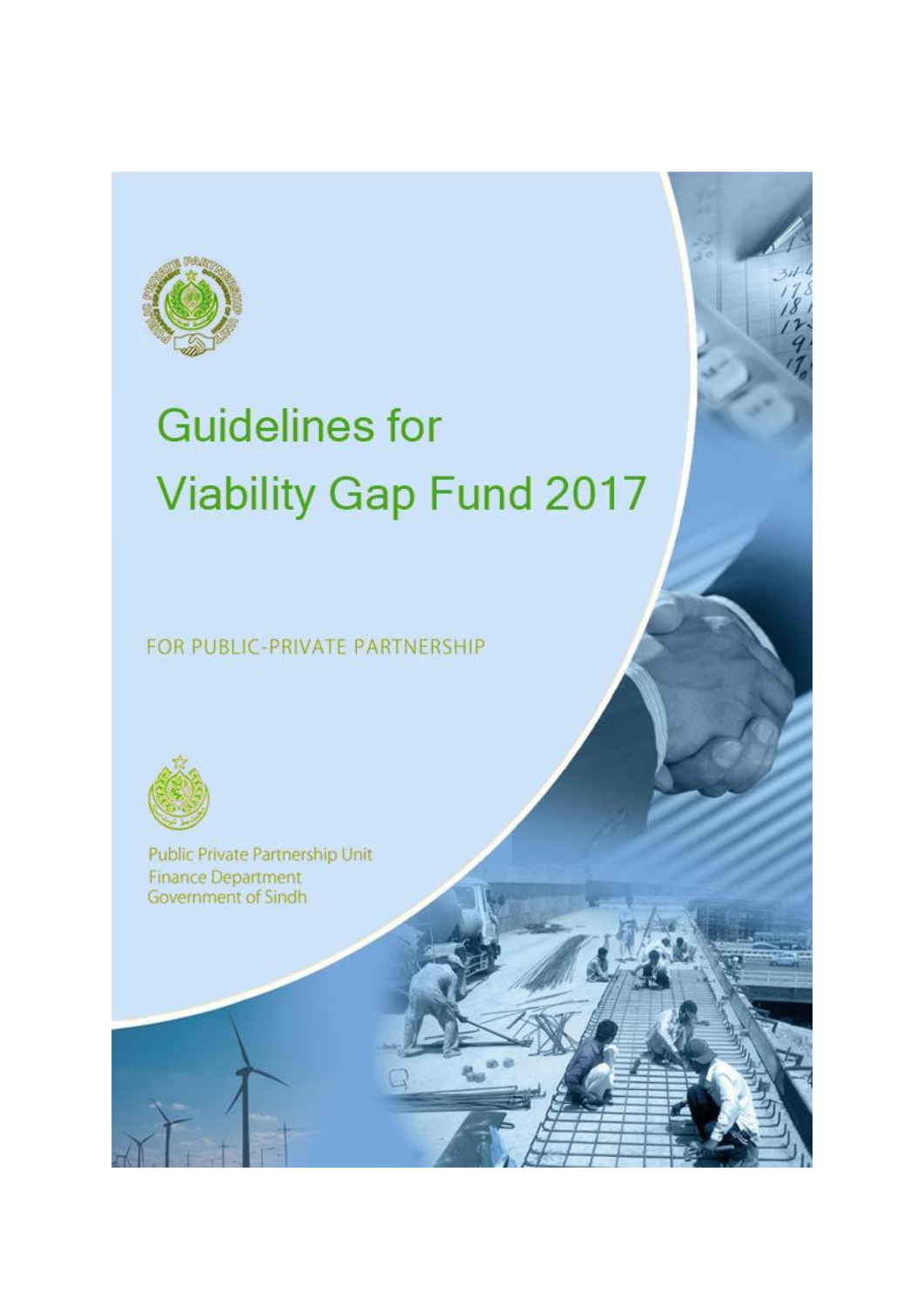# Guidelines for Viability Gap Fund 2017

FOR PUBLIC-PRIVATE PARTNERSHIP

Public Private Partnership Unit
Finance Department
Government of Sindh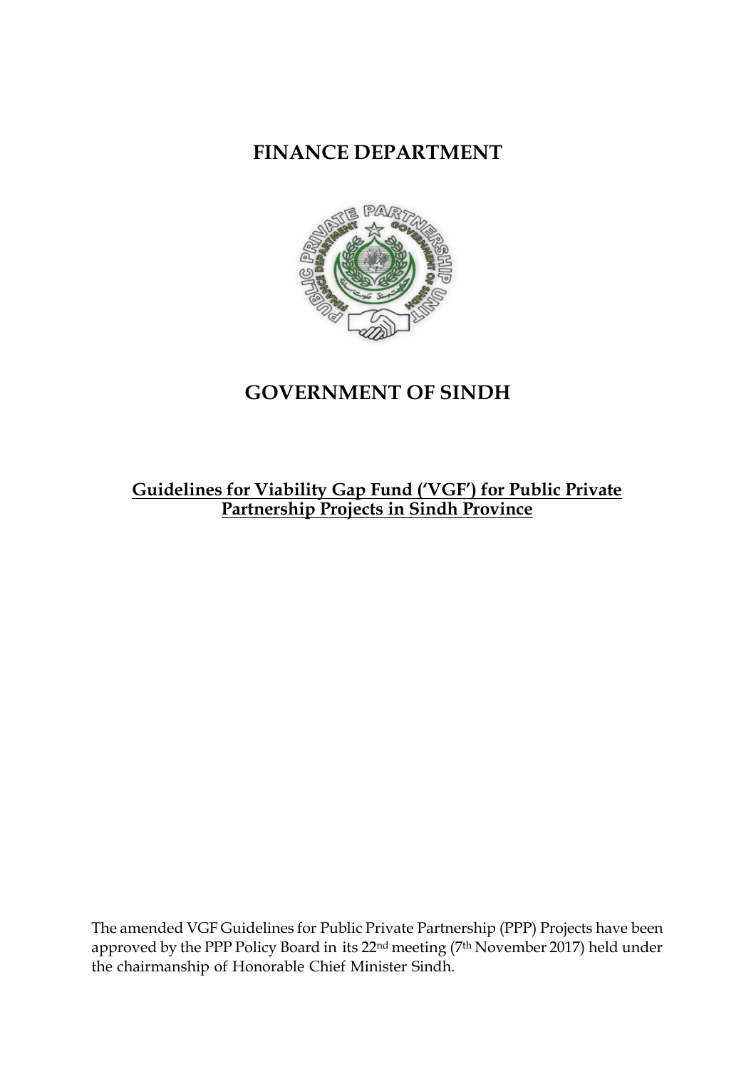# FINANCE DEPARTMENT

# GOVERNMENT OF SINDH

**Guidelines for Viability Gap Fund ('VGF') for Public Private Partnership Projects in Sindh Province**

The amended VGF Guidelines for Public Private Partnership (PPP) Projects have been approved by the PPP Policy Board in its 22nd meeting (7th November 2017) held under the chairmanship of Honorable Chief Minister Sindh.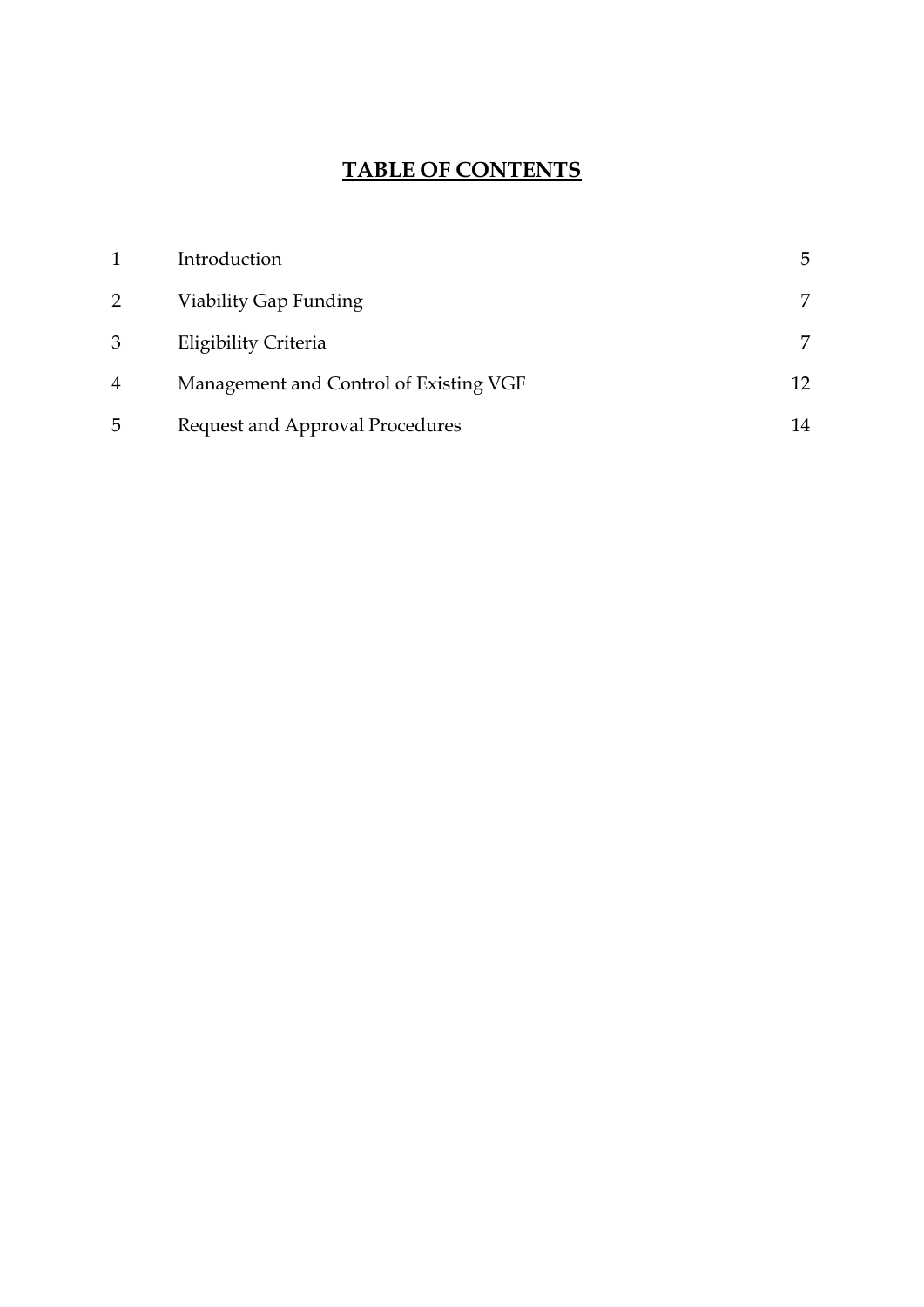# TABLE OF CONTENTS

| | | |
|---|---|---|
| 1 | Introduction | 5 |
| 2 | Viability Gap Funding | 7 |
| 3 | Eligibility Criteria | 7 |
| 4 | Management and Control of Existing VGF | 12 |
| 5 | Request and Approval Procedures | 14 |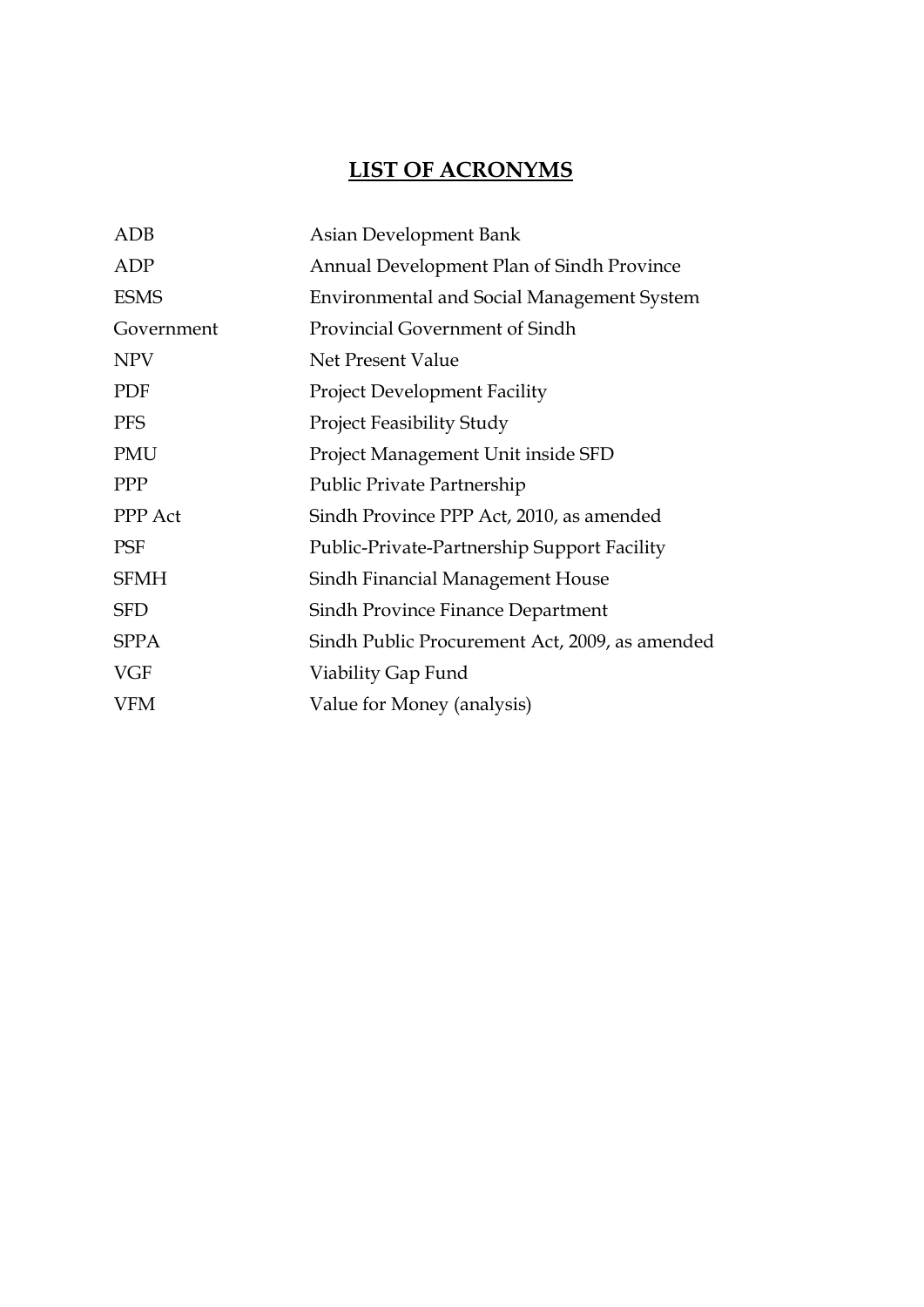# LIST OF ACRONYMS

| | |
|---|---|
| ADB | Asian Development Bank |
| ADP | Annual Development Plan of Sindh Province |
| ESMS | Environmental and Social Management System |
| Government | Provincial Government of Sindh |
| NPV | Net Present Value |
| PDF | Project Development Facility |
| PFS | Project Feasibility Study |
| PMU | Project Management Unit inside SFD |
| PPP | Public Private Partnership |
| PPP Act | Sindh Province PPP Act, 2010, as amended |
| PSF | Public-Private-Partnership Support Facility |
| SFMH | Sindh Financial Management House |
| SFD | Sindh Province Finance Department |
| SPPA | Sindh Public Procurement Act, 2009, as amended |
| VGF | Viability Gap Fund |
| VFM | Value for Money (analysis) |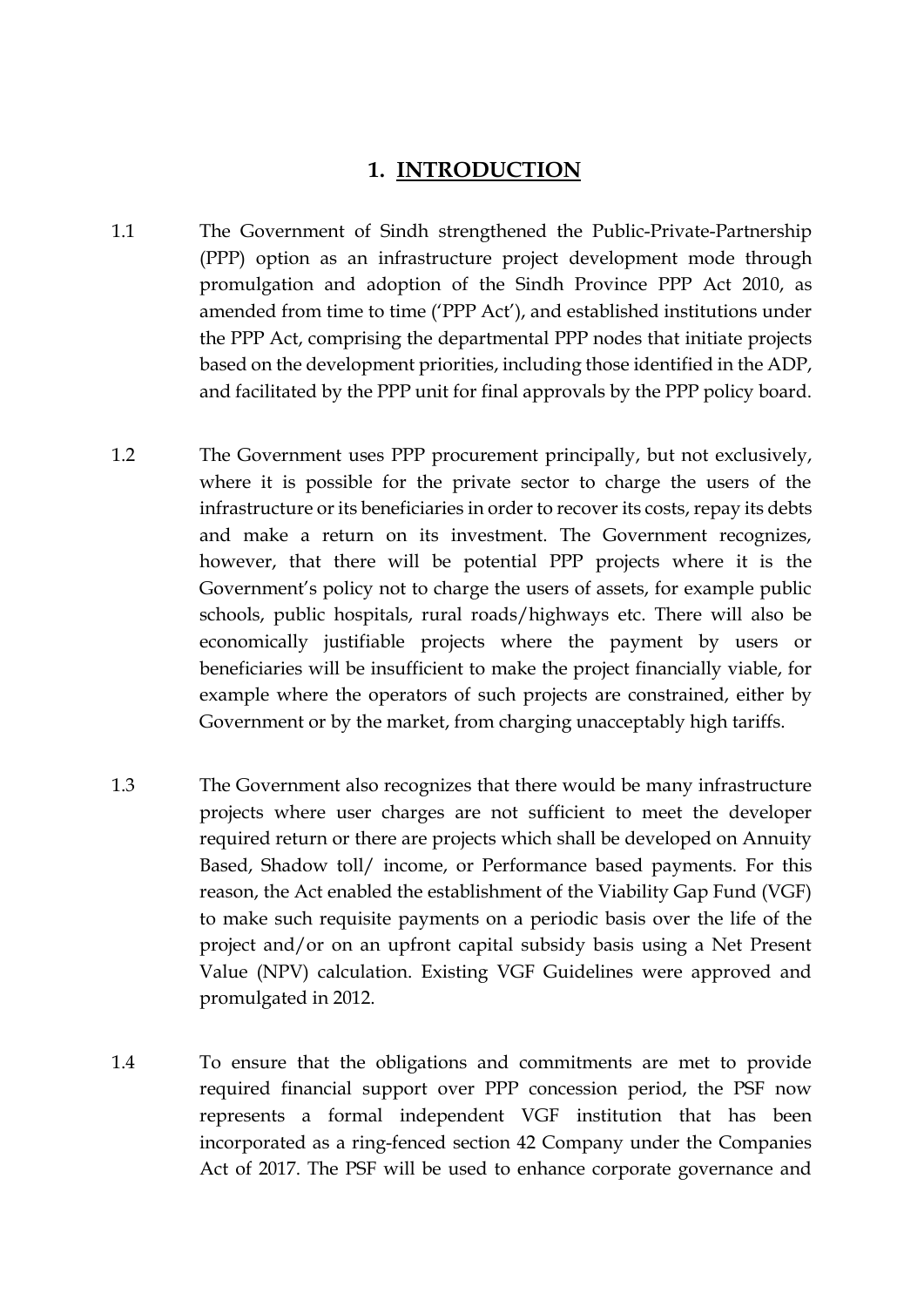# 1. INTRODUCTION

1.1 The Government of Sindh strengthened the Public-Private-Partnership (PPP) option as an infrastructure project development mode through promulgation and adoption of the Sindh Province PPP Act 2010, as amended from time to time ('PPP Act'), and established institutions under the PPP Act, comprising the departmental PPP nodes that initiate projects based on the development priorities, including those identified in the ADP, and facilitated by the PPP unit for final approvals by the PPP policy board.

1.2 The Government uses PPP procurement principally, but not exclusively, where it is possible for the private sector to charge the users of the infrastructure or its beneficiaries in order to recover its costs, repay its debts and make a return on its investment. The Government recognizes, however, that there will be potential PPP projects where it is the Government's policy not to charge the users of assets, for example public schools, public hospitals, rural roads/highways etc. There will also be economically justifiable projects where the payment by users or beneficiaries will be insufficient to make the project financially viable, for example where the operators of such projects are constrained, either by Government or by the market, from charging unacceptably high tariffs.

1.3 The Government also recognizes that there would be many infrastructure projects where user charges are not sufficient to meet the developer required return or there are projects which shall be developed on Annuity Based, Shadow toll/ income, or Performance based payments. For this reason, the Act enabled the establishment of the Viability Gap Fund (VGF) to make such requisite payments on a periodic basis over the life of the project and/or on an upfront capital subsidy basis using a Net Present Value (NPV) calculation. Existing VGF Guidelines were approved and promulgated in 2012.

1.4 To ensure that the obligations and commitments are met to provide required financial support over PPP concession period, the PSF now represents a formal independent VGF institution that has been incorporated as a ring-fenced section 42 Company under the Companies Act of 2017. The PSF will be used to enhance corporate governance and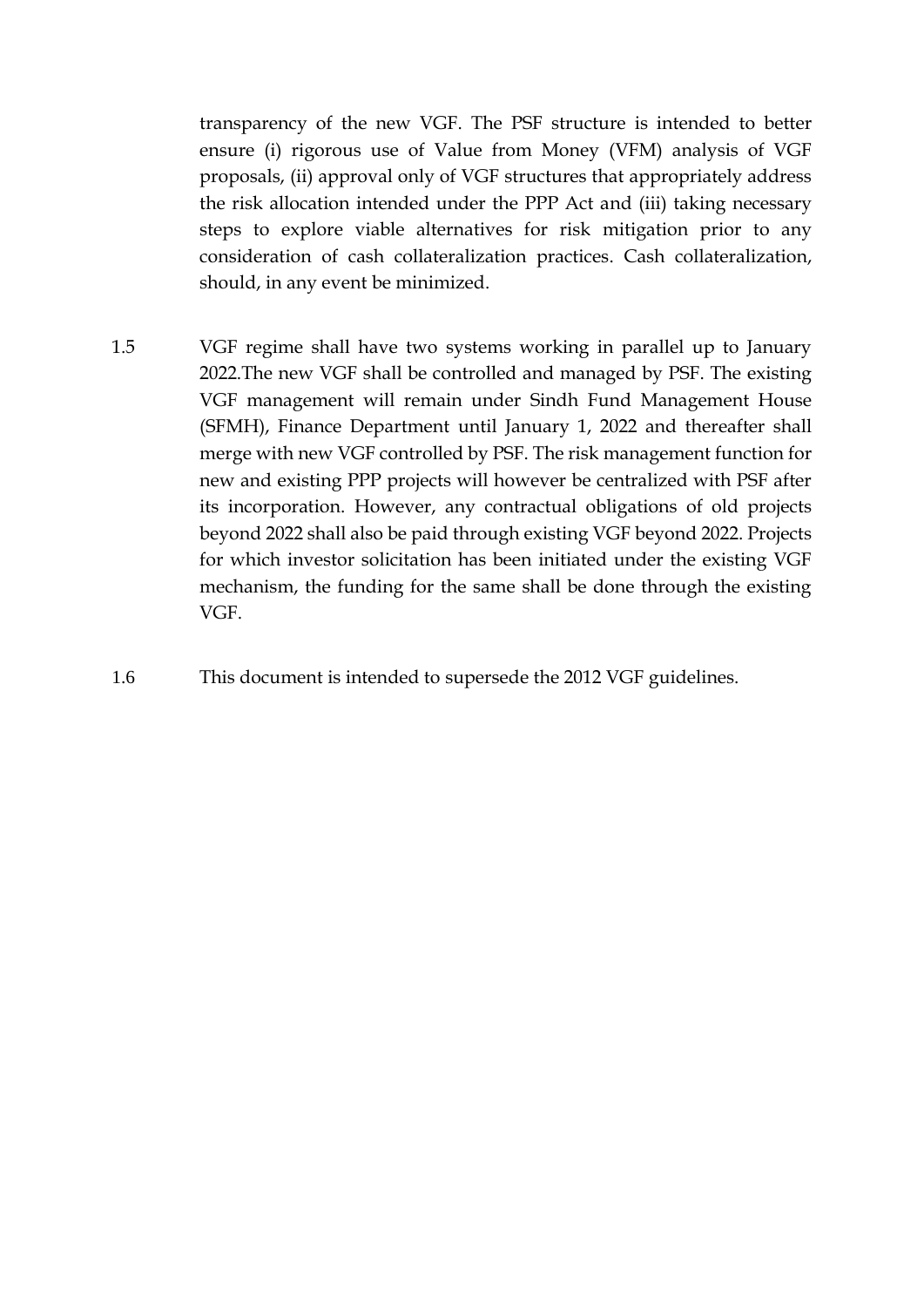transparency of the new VGF. The PSF structure is intended to better ensure (i) rigorous use of Value from Money (VFM) analysis of VGF proposals, (ii) approval only of VGF structures that appropriately address the risk allocation intended under the PPP Act and (iii) taking necessary steps to explore viable alternatives for risk mitigation prior to any consideration of cash collateralization practices. Cash collateralization, should, in any event be minimized.

1.5 VGF regime shall have two systems working in parallel up to January 2022.The new VGF shall be controlled and managed by PSF. The existing VGF management will remain under Sindh Fund Management House (SFMH), Finance Department until January 1, 2022 and thereafter shall merge with new VGF controlled by PSF. The risk management function for new and existing PPP projects will however be centralized with PSF after its incorporation. However, any contractual obligations of old projects beyond 2022 shall also be paid through existing VGF beyond 2022. Projects for which investor solicitation has been initiated under the existing VGF mechanism, the funding for the same shall be done through the existing VGF.

1.6 This document is intended to supersede the 2012 VGF guidelines.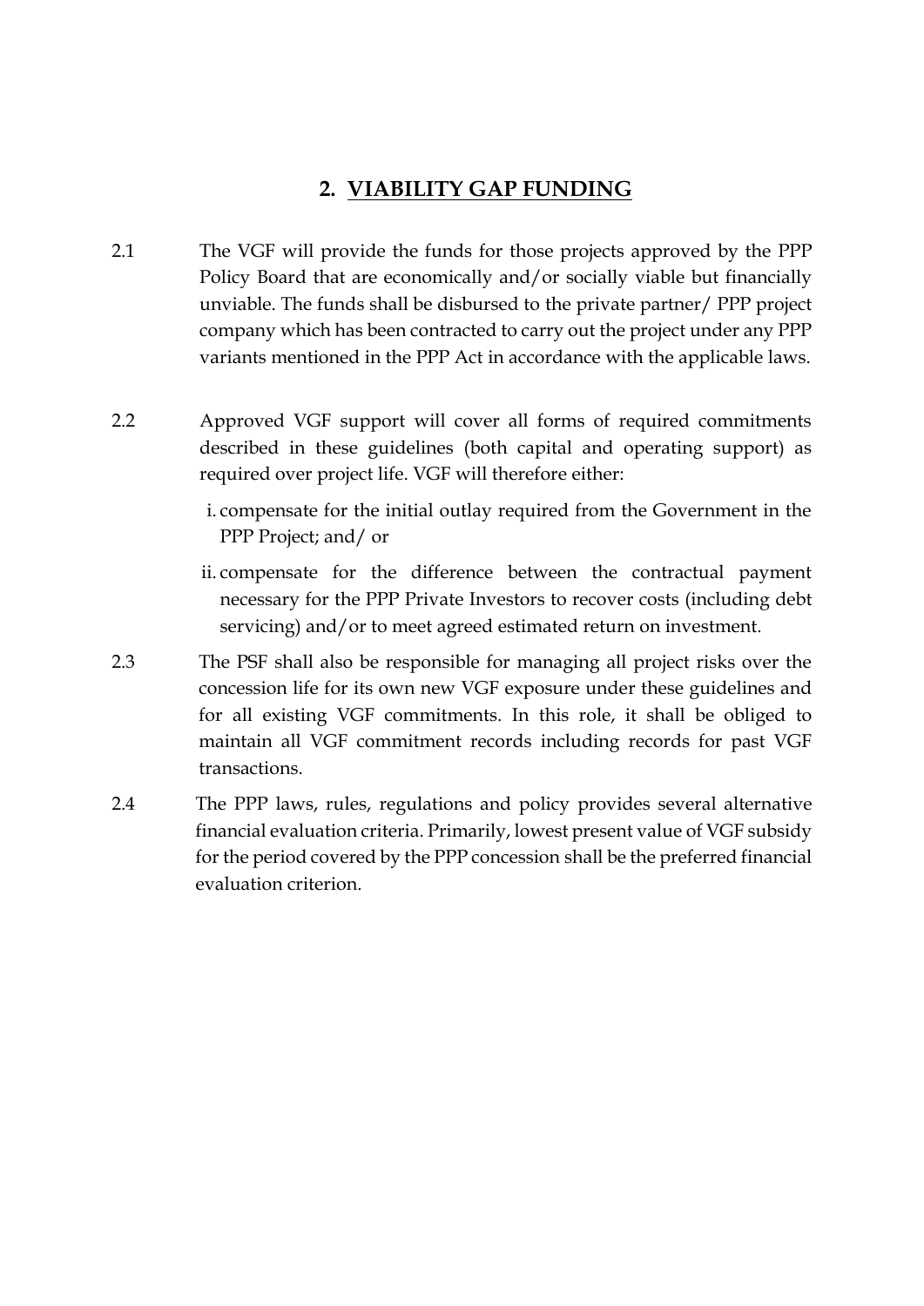## 2. VIABILITY GAP FUNDING

2.1 The VGF will provide the funds for those projects approved by the PPP Policy Board that are economically and/or socially viable but financially unviable. The funds shall be disbursed to the private partner/ PPP project company which has been contracted to carry out the project under any PPP variants mentioned in the PPP Act in accordance with the applicable laws.

2.2 Approved VGF support will cover all forms of required commitments described in these guidelines (both capital and operating support) as required over project life. VGF will therefore either:

i. compensate for the initial outlay required from the Government in the PPP Project; and/ or

ii. compensate for the difference between the contractual payment necessary for the PPP Private Investors to recover costs (including debt servicing) and/or to meet agreed estimated return on investment.

2.3 The PSF shall also be responsible for managing all project risks over the concession life for its own new VGF exposure under these guidelines and for all existing VGF commitments. In this role, it shall be obliged to maintain all VGF commitment records including records for past VGF transactions.

2.4 The PPP laws, rules, regulations and policy provides several alternative financial evaluation criteria. Primarily, lowest present value of VGF subsidy for the period covered by the PPP concession shall be the preferred financial evaluation criterion.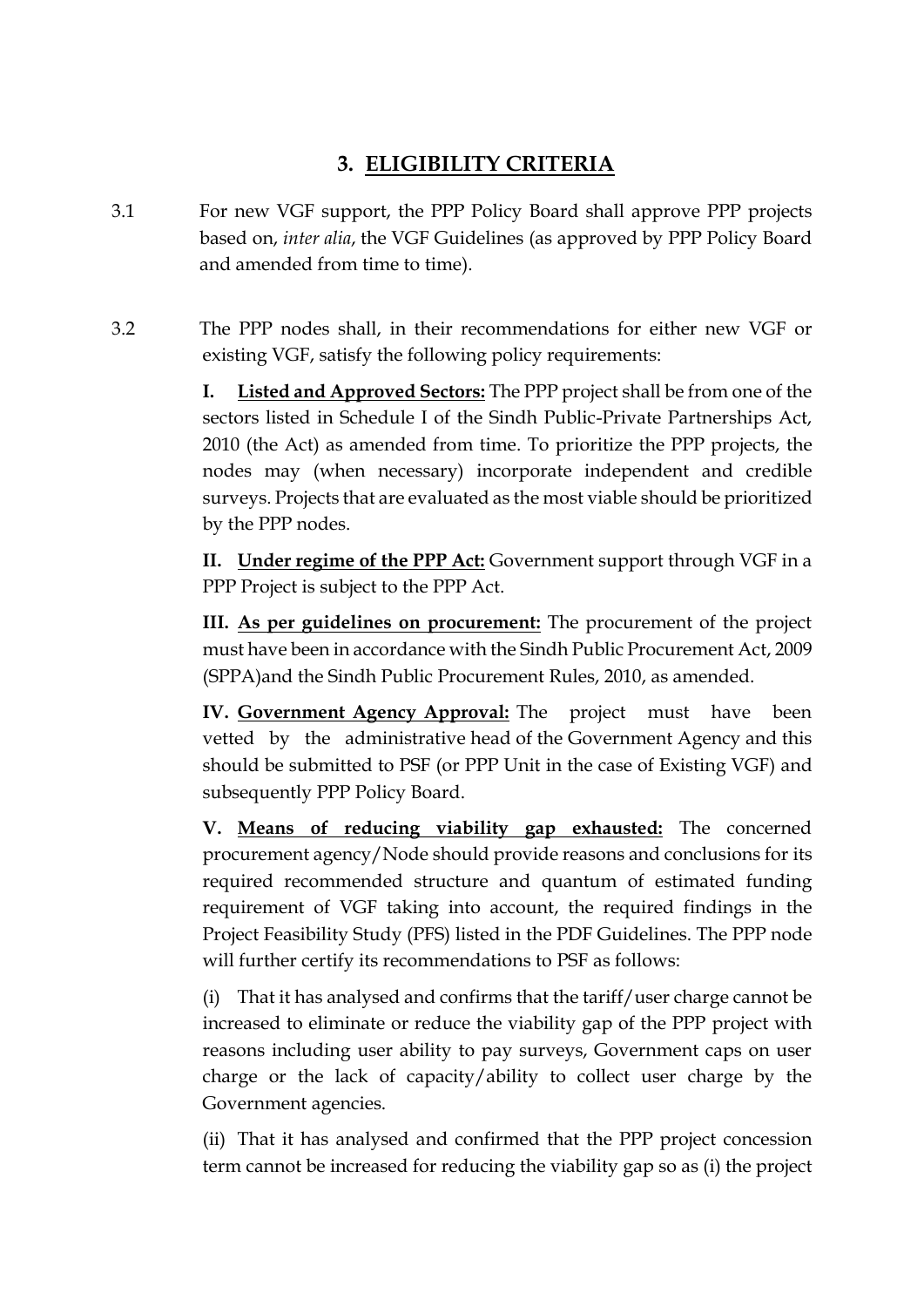## 3. ELIGIBILITY CRITERIA

3.1 For new VGF support, the PPP Policy Board shall approve PPP projects based on, *inter alia*, the VGF Guidelines (as approved by PPP Policy Board and amended from time to time).

3.2 The PPP nodes shall, in their recommendations for either new VGF or existing VGF, satisfy the following policy requirements:

**I. Listed and Approved Sectors:** The PPP project shall be from one of the sectors listed in Schedule I of the Sindh Public-Private Partnerships Act, 2010 (the Act) as amended from time. To prioritize the PPP projects, the nodes may (when necessary) incorporate independent and credible surveys. Projects that are evaluated as the most viable should be prioritized by the PPP nodes.

**II. Under regime of the PPP Act:** Government support through VGF in a PPP Project is subject to the PPP Act.

**III. As per guidelines on procurement:** The procurement of the project must have been in accordance with the Sindh Public Procurement Act, 2009 (SPPA)and the Sindh Public Procurement Rules, 2010, as amended.

**IV. Government Agency Approval:** The project must have been vetted by the administrative head of the Government Agency and this should be submitted to PSF (or PPP Unit in the case of Existing VGF) and subsequently PPP Policy Board.

**V. Means of reducing viability gap exhausted:** The concerned procurement agency/Node should provide reasons and conclusions for its required recommended structure and quantum of estimated funding requirement of VGF taking into account, the required findings in the Project Feasibility Study (PFS) listed in the PDF Guidelines. The PPP node will further certify its recommendations to PSF as follows:

(i) That it has analysed and confirms that the tariff/user charge cannot be increased to eliminate or reduce the viability gap of the PPP project with reasons including user ability to pay surveys, Government caps on user charge or the lack of capacity/ability to collect user charge by the Government agencies.

(ii) That it has analysed and confirmed that the PPP project concession term cannot be increased for reducing the viability gap so as (i) the project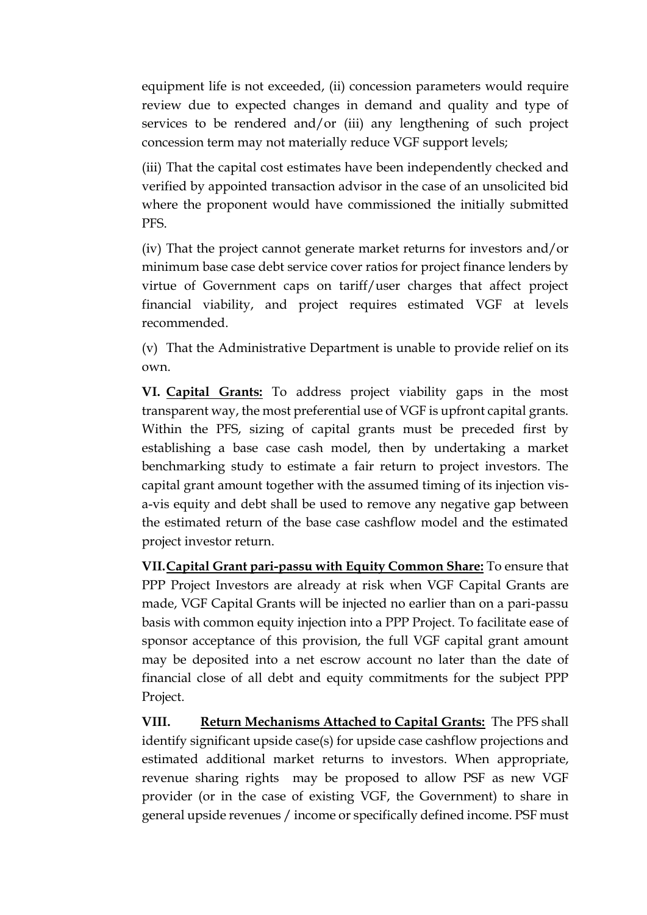equipment life is not exceeded, (ii) concession parameters would require review due to expected changes in demand and quality and type of services to be rendered and/or (iii) any lengthening of such project concession term may not materially reduce VGF support levels;

(iii) That the capital cost estimates have been independently checked and verified by appointed transaction advisor in the case of an unsolicited bid where the proponent would have commissioned the initially submitted PFS.

(iv) That the project cannot generate market returns for investors and/or minimum base case debt service cover ratios for project finance lenders by virtue of Government caps on tariff/user charges that affect project financial viability, and project requires estimated VGF at levels recommended.

(v) That the Administrative Department is unable to provide relief on its own.

**VI. <u>Capital Grants:</u>** To address project viability gaps in the most transparent way, the most preferential use of VGF is upfront capital grants. Within the PFS, sizing of capital grants must be preceded first by establishing a base case cash model, then by undertaking a market benchmarking study to estimate a fair return to project investors. The capital grant amount together with the assumed timing of its injection vis-a-vis equity and debt shall be used to remove any negative gap between the estimated return of the base case cashflow model and the estimated project investor return.

**VII. <u>Capital Grant pari-passu with Equity Common Share:</u>** To ensure that PPP Project Investors are already at risk when VGF Capital Grants are made, VGF Capital Grants will be injected no earlier than on a pari-passu basis with common equity injection into a PPP Project. To facilitate ease of sponsor acceptance of this provision, the full VGF capital grant amount may be deposited into a net escrow account no later than the date of financial close of all debt and equity commitments for the subject PPP Project.

**VIII. <u>Return Mechanisms Attached to Capital Grants:</u>** The PFS shall identify significant upside case(s) for upside case cashflow projections and estimated additional market returns to investors. When appropriate, revenue sharing rights may be proposed to allow PSF as new VGF provider (or in the case of existing VGF, the Government) to share in general upside revenues / income or specifically defined income. PSF must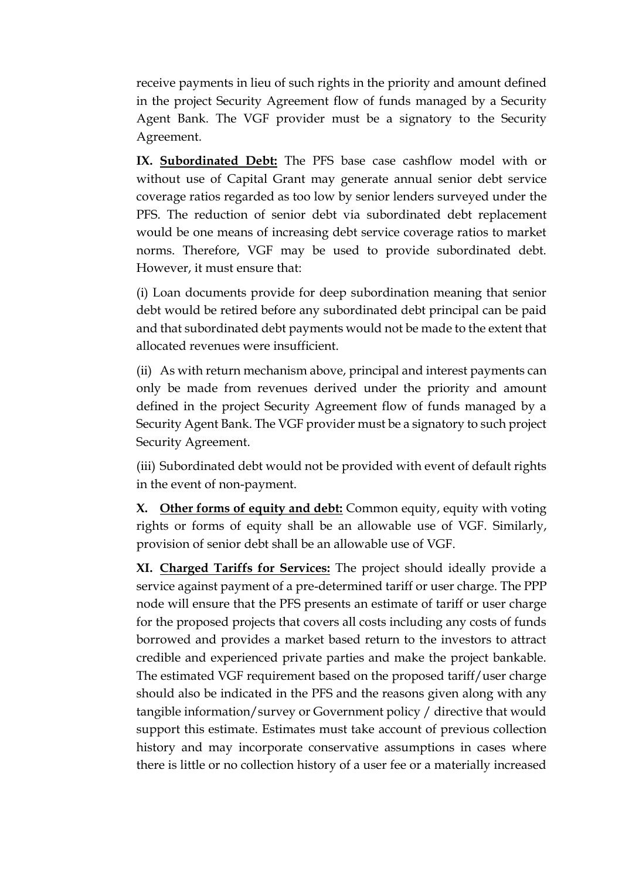receive payments in lieu of such rights in the priority and amount defined in the project Security Agreement flow of funds managed by a Security Agent Bank. The VGF provider must be a signatory to the Security Agreement.

**IX. <u>Subordinated Debt:</u>** The PFS base case cashflow model with or without use of Capital Grant may generate annual senior debt service coverage ratios regarded as too low by senior lenders surveyed under the PFS. The reduction of senior debt via subordinated debt replacement would be one means of increasing debt service coverage ratios to market norms. Therefore, VGF may be used to provide subordinated debt. However, it must ensure that:

(i) Loan documents provide for deep subordination meaning that senior debt would be retired before any subordinated debt principal can be paid and that subordinated debt payments would not be made to the extent that allocated revenues were insufficient.

(ii) As with return mechanism above, principal and interest payments can only be made from revenues derived under the priority and amount defined in the project Security Agreement flow of funds managed by a Security Agent Bank. The VGF provider must be a signatory to such project Security Agreement.

(iii) Subordinated debt would not be provided with event of default rights in the event of non-payment.

**X. <u>Other forms of equity and debt:</u>** Common equity, equity with voting rights or forms of equity shall be an allowable use of VGF. Similarly, provision of senior debt shall be an allowable use of VGF.

**XI. <u>Charged Tariffs for Services:</u>** The project should ideally provide a service against payment of a pre-determined tariff or user charge. The PPP node will ensure that the PFS presents an estimate of tariff or user charge for the proposed projects that covers all costs including any costs of funds borrowed and provides a market based return to the investors to attract credible and experienced private parties and make the project bankable. The estimated VGF requirement based on the proposed tariff/user charge should also be indicated in the PFS and the reasons given along with any tangible information/survey or Government policy / directive that would support this estimate. Estimates must take account of previous collection history and may incorporate conservative assumptions in cases where there is little or no collection history of a user fee or a materially increased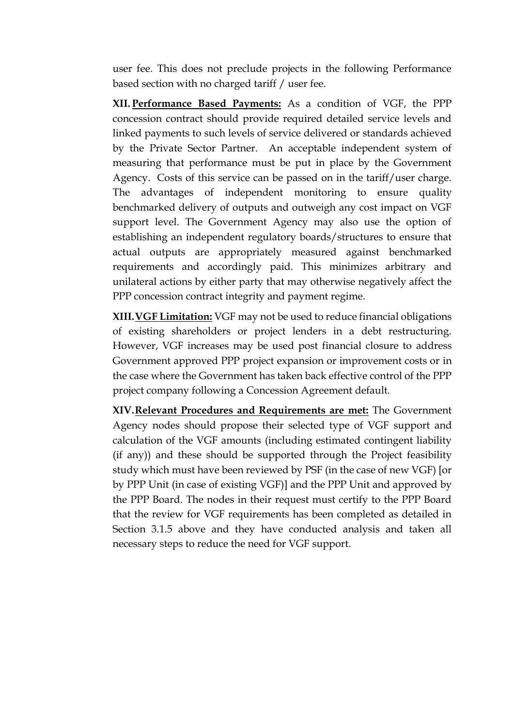user fee. This does not preclude projects in the following Performance based section with no charged tariff / user fee.

**XII. Performance Based Payments:** As a condition of VGF, the PPP concession contract should provide required detailed service levels and linked payments to such levels of service delivered or standards achieved by the Private Sector Partner. An acceptable independent system of measuring that performance must be put in place by the Government Agency. Costs of this service can be passed on in the tariff/user charge. The advantages of independent monitoring to ensure quality benchmarked delivery of outputs and outweigh any cost impact on VGF support level. The Government Agency may also use the option of establishing an independent regulatory boards/structures to ensure that actual outputs are appropriately measured against benchmarked requirements and accordingly paid. This minimizes arbitrary and unilateral actions by either party that may otherwise negatively affect the PPP concession contract integrity and payment regime.

**XIII. VGF Limitation:** VGF may not be used to reduce financial obligations of existing shareholders or project lenders in a debt restructuring. However, VGF increases may be used post financial closure to address Government approved PPP project expansion or improvement costs or in the case where the Government has taken back effective control of the PPP project company following a Concession Agreement default.

**XIV. Relevant Procedures and Requirements are met:** The Government Agency nodes should propose their selected type of VGF support and calculation of the VGF amounts (including estimated contingent liability (if any)) and these should be supported through the Project feasibility study which must have been reviewed by PSF (in the case of new VGF) [or by PPP Unit (in case of existing VGF)] and the PPP Unit and approved by the PPP Board. The nodes in their request must certify to the PPP Board that the review for VGF requirements has been completed as detailed in Section 3.1.5 above and they have conducted analysis and taken all necessary steps to reduce the need for VGF support.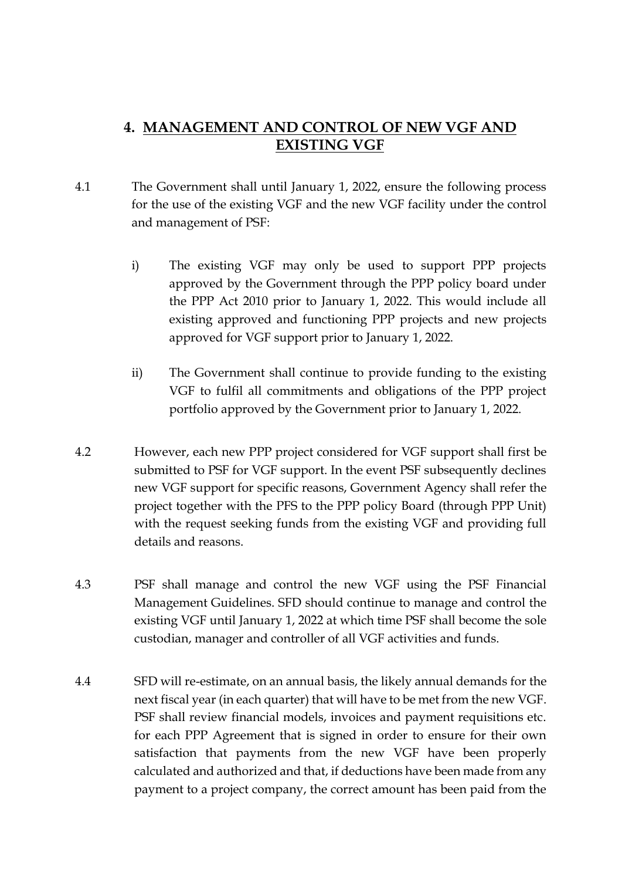## 4. MANAGEMENT AND CONTROL OF NEW VGF AND EXISTING VGF

4.1 The Government shall until January 1, 2022, ensure the following process for the use of the existing VGF and the new VGF facility under the control and management of PSF:

i) The existing VGF may only be used to support PPP projects approved by the Government through the PPP policy board under the PPP Act 2010 prior to January 1, 2022. This would include all existing approved and functioning PPP projects and new projects approved for VGF support prior to January 1, 2022.

ii) The Government shall continue to provide funding to the existing VGF to fulfil all commitments and obligations of the PPP project portfolio approved by the Government prior to January 1, 2022.

4.2 However, each new PPP project considered for VGF support shall first be submitted to PSF for VGF support. In the event PSF subsequently declines new VGF support for specific reasons, Government Agency shall refer the project together with the PFS to the PPP policy Board (through PPP Unit) with the request seeking funds from the existing VGF and providing full details and reasons.

4.3 PSF shall manage and control the new VGF using the PSF Financial Management Guidelines. SFD should continue to manage and control the existing VGF until January 1, 2022 at which time PSF shall become the sole custodian, manager and controller of all VGF activities and funds.

4.4 SFD will re-estimate, on an annual basis, the likely annual demands for the next fiscal year (in each quarter) that will have to be met from the new VGF. PSF shall review financial models, invoices and payment requisitions etc. for each PPP Agreement that is signed in order to ensure for their own satisfaction that payments from the new VGF have been properly calculated and authorized and that, if deductions have been made from any payment to a project company, the correct amount has been paid from the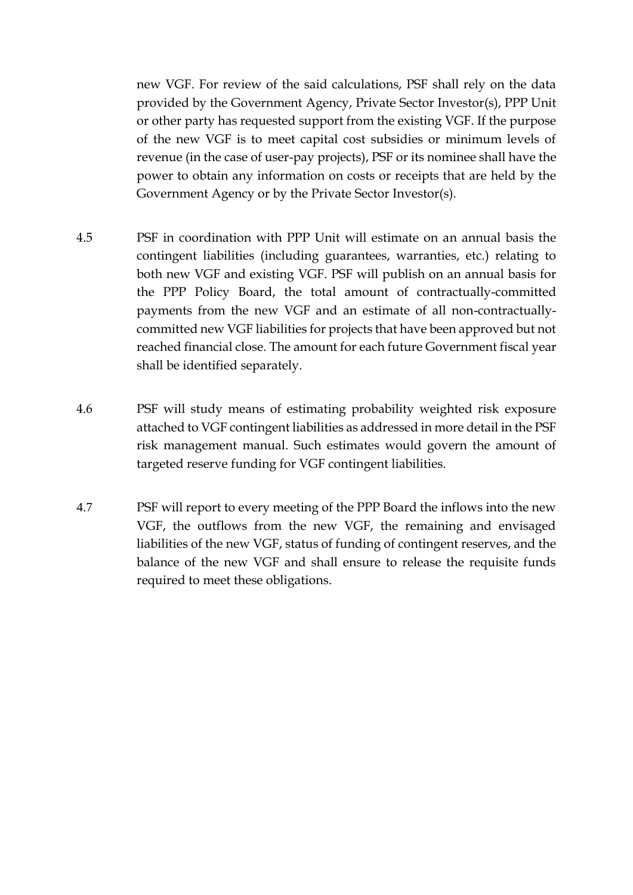new VGF. For review of the said calculations, PSF shall rely on the data provided by the Government Agency, Private Sector Investor(s), PPP Unit or other party has requested support from the existing VGF. If the purpose of the new VGF is to meet capital cost subsidies or minimum levels of revenue (in the case of user-pay projects), PSF or its nominee shall have the power to obtain any information on costs or receipts that are held by the Government Agency or by the Private Sector Investor(s).

4.5 PSF in coordination with PPP Unit will estimate on an annual basis the contingent liabilities (including guarantees, warranties, etc.) relating to both new VGF and existing VGF. PSF will publish on an annual basis for the PPP Policy Board, the total amount of contractually-committed payments from the new VGF and an estimate of all non-contractually-committed new VGF liabilities for projects that have been approved but not reached financial close. The amount for each future Government fiscal year shall be identified separately.

4.6 PSF will study means of estimating probability weighted risk exposure attached to VGF contingent liabilities as addressed in more detail in the PSF risk management manual. Such estimates would govern the amount of targeted reserve funding for VGF contingent liabilities.

4.7 PSF will report to every meeting of the PPP Board the inflows into the new VGF, the outflows from the new VGF, the remaining and envisaged liabilities of the new VGF, status of funding of contingent reserves, and the balance of the new VGF and shall ensure to release the requisite funds required to meet these obligations.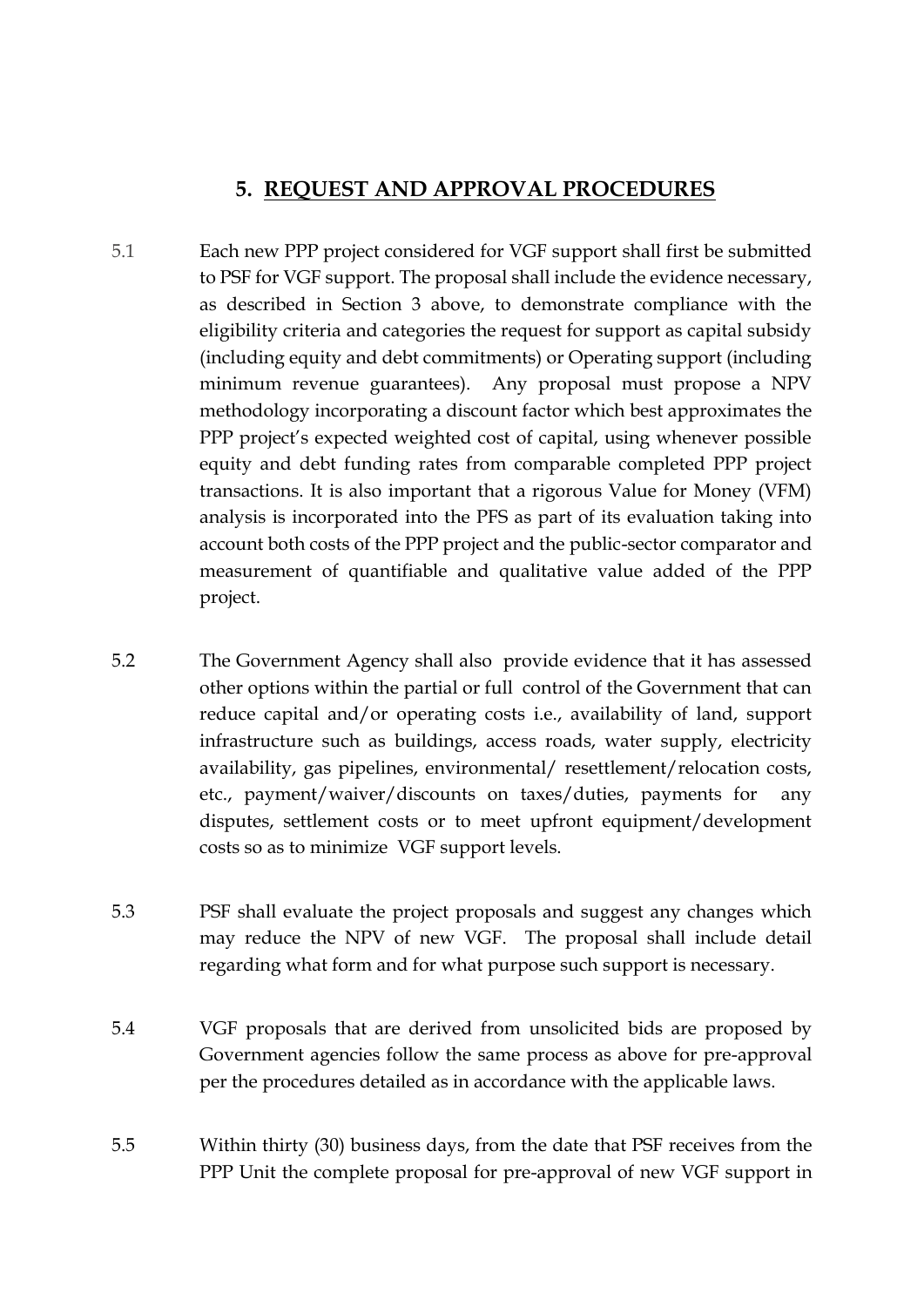## 5. REQUEST AND APPROVAL PROCEDURES

5.1 Each new PPP project considered for VGF support shall first be submitted to PSF for VGF support. The proposal shall include the evidence necessary, as described in Section 3 above, to demonstrate compliance with the eligibility criteria and categories the request for support as capital subsidy (including equity and debt commitments) or Operating support (including minimum revenue guarantees). Any proposal must propose a NPV methodology incorporating a discount factor which best approximates the PPP project's expected weighted cost of capital, using whenever possible equity and debt funding rates from comparable completed PPP project transactions. It is also important that a rigorous Value for Money (VFM) analysis is incorporated into the PFS as part of its evaluation taking into account both costs of the PPP project and the public-sector comparator and measurement of quantifiable and qualitative value added of the PPP project.

5.2 The Government Agency shall also provide evidence that it has assessed other options within the partial or full control of the Government that can reduce capital and/or operating costs i.e., availability of land, support infrastructure such as buildings, access roads, water supply, electricity availability, gas pipelines, environmental/ resettlement/relocation costs, etc., payment/waiver/discounts on taxes/duties, payments for any disputes, settlement costs or to meet upfront equipment/development costs so as to minimize VGF support levels.

5.3 PSF shall evaluate the project proposals and suggest any changes which may reduce the NPV of new VGF. The proposal shall include detail regarding what form and for what purpose such support is necessary.

5.4 VGF proposals that are derived from unsolicited bids are proposed by Government agencies follow the same process as above for pre-approval per the procedures detailed as in accordance with the applicable laws.

5.5 Within thirty (30) business days, from the date that PSF receives from the PPP Unit the complete proposal for pre-approval of new VGF support in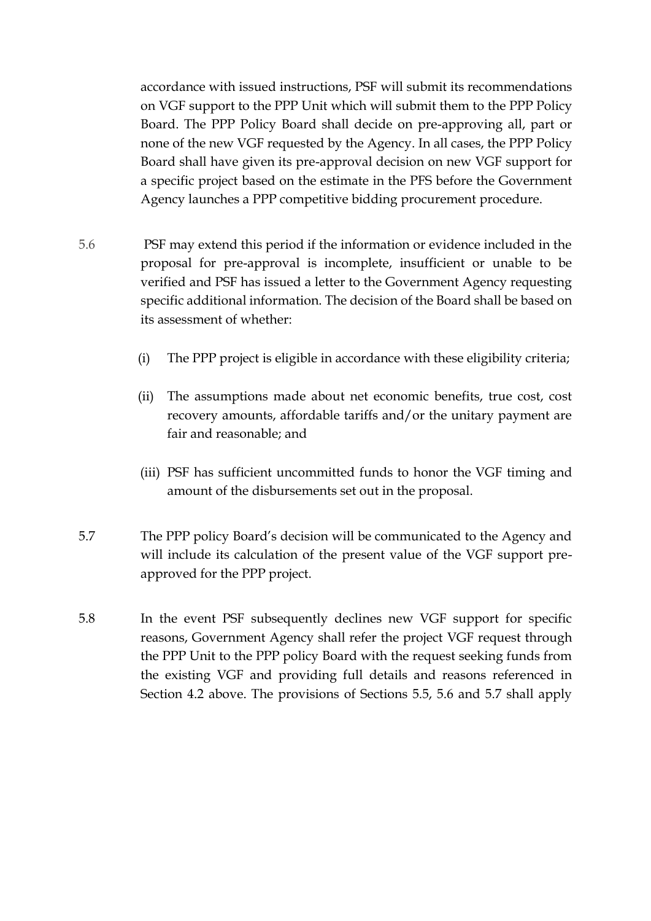accordance with issued instructions, PSF will submit its recommendations on VGF support to the PPP Unit which will submit them to the PPP Policy Board. The PPP Policy Board shall decide on pre-approving all, part or none of the new VGF requested by the Agency. In all cases, the PPP Policy Board shall have given its pre-approval decision on new VGF support for a specific project based on the estimate in the PFS before the Government Agency launches a PPP competitive bidding procurement procedure.

5.6 PSF may extend this period if the information or evidence included in the proposal for pre-approval is incomplete, insufficient or unable to be verified and PSF has issued a letter to the Government Agency requesting specific additional information. The decision of the Board shall be based on its assessment of whether:

(i) The PPP project is eligible in accordance with these eligibility criteria;

(ii) The assumptions made about net economic benefits, true cost, cost recovery amounts, affordable tariffs and/or the unitary payment are fair and reasonable; and

(iii) PSF has sufficient uncommitted funds to honor the VGF timing and amount of the disbursements set out in the proposal.

5.7 The PPP policy Board's decision will be communicated to the Agency and will include its calculation of the present value of the VGF support pre-approved for the PPP project.

5.8 In the event PSF subsequently declines new VGF support for specific reasons, Government Agency shall refer the project VGF request through the PPP Unit to the PPP policy Board with the request seeking funds from the existing VGF and providing full details and reasons referenced in Section 4.2 above. The provisions of Sections 5.5, 5.6 and 5.7 shall apply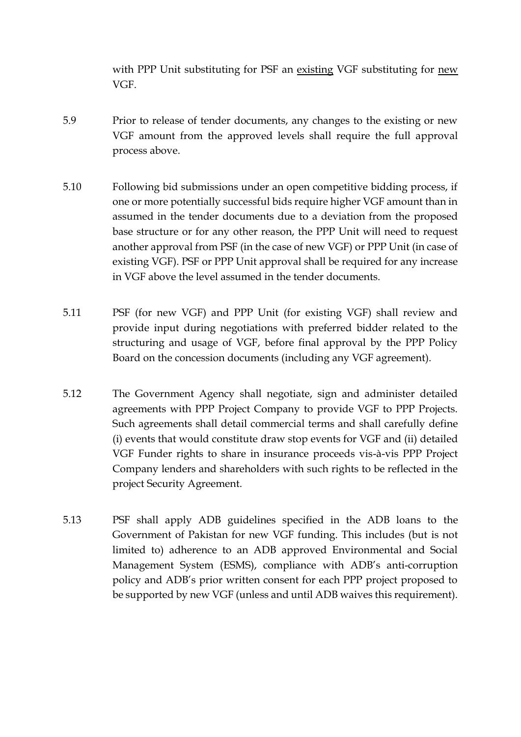with PPP Unit substituting for PSF an <u>existing</u> VGF substituting for <u>new</u> VGF.

5.9 Prior to release of tender documents, any changes to the existing or new VGF amount from the approved levels shall require the full approval process above.

5.10 Following bid submissions under an open competitive bidding process, if one or more potentially successful bids require higher VGF amount than in assumed in the tender documents due to a deviation from the proposed base structure or for any other reason, the PPP Unit will need to request another approval from PSF (in the case of new VGF) or PPP Unit (in case of existing VGF). PSF or PPP Unit approval shall be required for any increase in VGF above the level assumed in the tender documents.

5.11 PSF (for new VGF) and PPP Unit (for existing VGF) shall review and provide input during negotiations with preferred bidder related to the structuring and usage of VGF, before final approval by the PPP Policy Board on the concession documents (including any VGF agreement).

5.12 The Government Agency shall negotiate, sign and administer detailed agreements with PPP Project Company to provide VGF to PPP Projects. Such agreements shall detail commercial terms and shall carefully define (i) events that would constitute draw stop events for VGF and (ii) detailed VGF Funder rights to share in insurance proceeds vis-à-vis PPP Project Company lenders and shareholders with such rights to be reflected in the project Security Agreement.

5.13 PSF shall apply ADB guidelines specified in the ADB loans to the Government of Pakistan for new VGF funding. This includes (but is not limited to) adherence to an ADB approved Environmental and Social Management System (ESMS), compliance with ADB's anti-corruption policy and ADB's prior written consent for each PPP project proposed to be supported by new VGF (unless and until ADB waives this requirement).